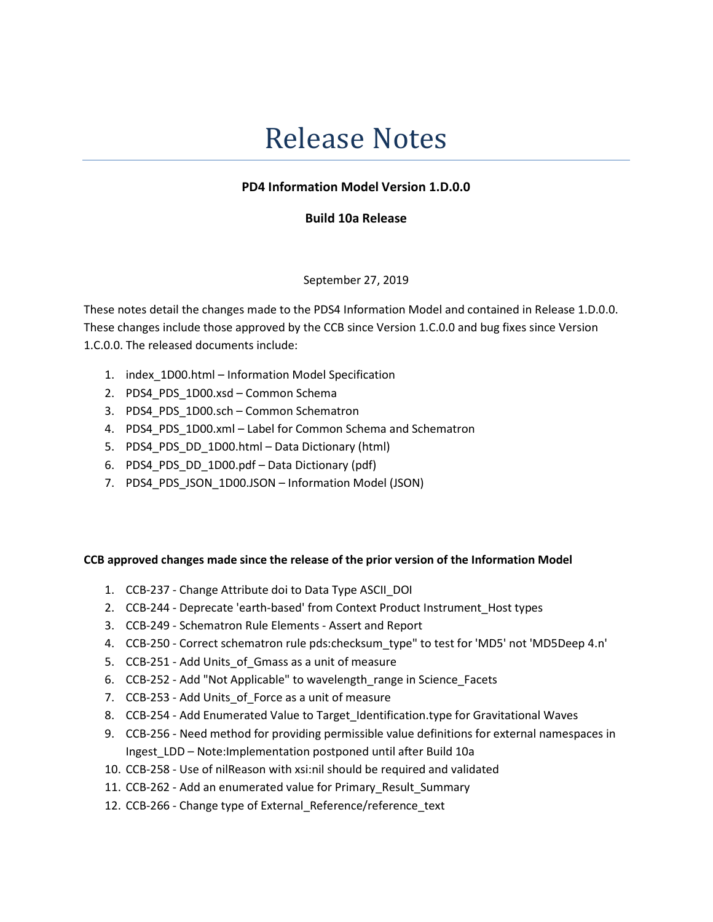# Release Notes

**PD4 Information Model Version 1.D.0.0**

**Build 10a Release**

September 27, 2019

These notes detail the changes made to the PDS4 Information Model and contained in Release 1.D.0.0. These changes include those approved by the CCB since Version 1.C.0.0 and bug fixes since Version 1.C.0.0. The released documents include:

1. index_1D00.html – Information Model Specification
2. PDS4_PDS_1D00.xsd – Common Schema
3. PDS4_PDS_1D00.sch – Common Schematron
4. PDS4_PDS_1D00.xml – Label for Common Schema and Schematron
5. PDS4_PDS_DD_1D00.html – Data Dictionary (html)
6. PDS4_PDS_DD_1D00.pdf – Data Dictionary (pdf)
7. PDS4_PDS_JSON_1D00.JSON – Information Model (JSON)

**CCB approved changes made since the release of the prior version of the Information Model**

1. CCB-237 - Change Attribute doi to Data Type ASCII_DOI
2. CCB-244 - Deprecate 'earth-based' from Context Product Instrument_Host types
3. CCB-249 - Schematron Rule Elements - Assert and Report
4. CCB-250 - Correct schematron rule pds:checksum_type" to test for 'MD5' not 'MD5Deep 4.n'
5. CCB-251 - Add Units_of_Gmass as a unit of measure
6. CCB-252 - Add "Not Applicable" to wavelength_range in Science_Facets
7. CCB-253 - Add Units_of_Force as a unit of measure
8. CCB-254 - Add Enumerated Value to Target_Identification.type for Gravitational Waves
9. CCB-256 - Need method for providing permissible value definitions for external namespaces in Ingest_LDD – Note:Implementation postponed until after Build 10a
10. CCB-258 - Use of nilReason with xsi:nil should be required and validated
11. CCB-262 - Add an enumerated value for Primary_Result_Summary
12. CCB-266 - Change type of External_Reference/reference_text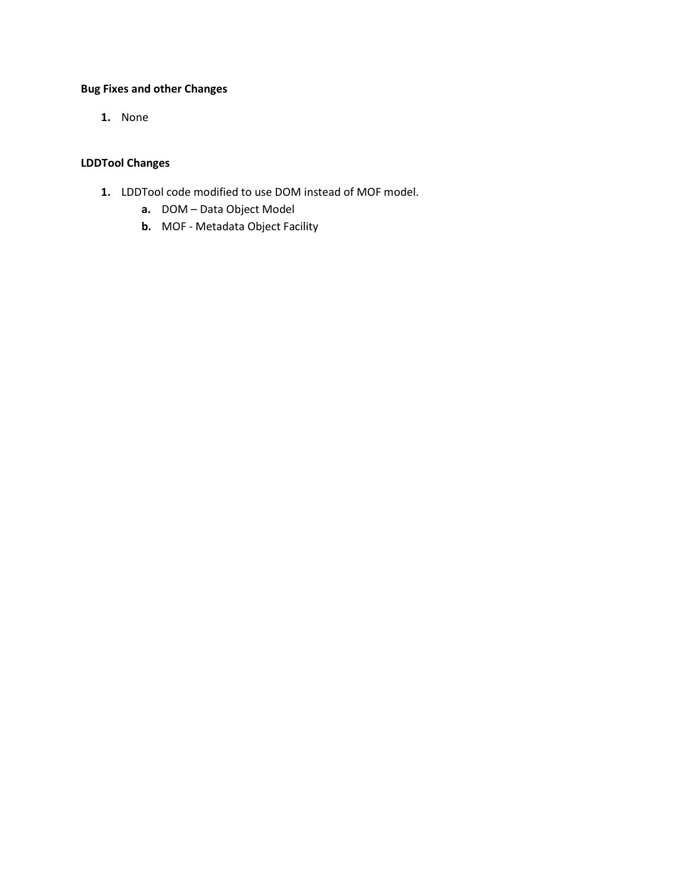**Bug Fixes and other Changes**

1. None

**LDDTool Changes**

1. LDDTool code modified to use DOM instead of MOF model.
    a. DOM – Data Object Model
    b. MOF - Metadata Object Facility